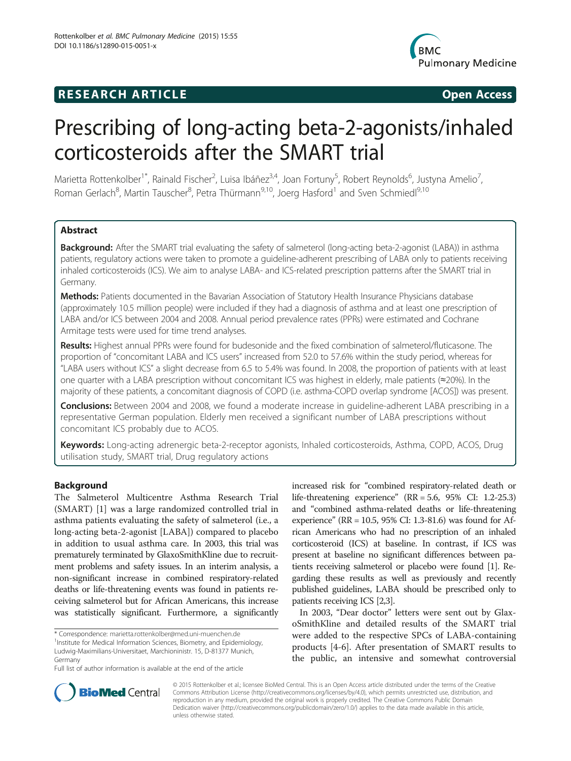RESEARCH ARTICLE Open Access

# Prescribing of long-acting beta-2-agonists/inhaled corticosteroids after the SMART trial

Marietta Rottenkolber[1*], Rainald Fischer[2], Luisa Ibáñez[3,4], Joan Fortuny[5], Robert Reynolds[6], Justyna Amelio[7], Roman Gerlach[8], Martin Tauscher[8], Petra Thürmann[9,10], Joerg Hasford[1] and Sven Schmiedl[9,10]

## Abstract

**Background:** After the SMART trial evaluating the safety of salmeterol (long-acting beta-2-agonist (LABA)) in asthma patients, regulatory actions were taken to promote a guideline-adherent prescribing of LABA only to patients receiving inhaled corticosteroids (ICS). We aim to analyse LABA- and ICS-related prescription patterns after the SMART trial in Germany.

**Methods:** Patients documented in the Bavarian Association of Statutory Health Insurance Physicians database (approximately 10.5 million people) were included if they had a diagnosis of asthma and at least one prescription of LABA and/or ICS between 2004 and 2008. Annual period prevalence rates (PPRs) were estimated and Cochrane Armitage tests were used for time trend analyses.

**Results:** Highest annual PPRs were found for budesonide and the fixed combination of salmeterol/fluticasone. The proportion of "concomitant LABA and ICS users" increased from 52.0 to 57.6% within the study period, whereas for "LABA users without ICS" a slight decrease from 6.5 to 5.4% was found. In 2008, the proportion of patients with at least one quarter with a LABA prescription without concomitant ICS was highest in elderly, male patients (≈20%). In the majority of these patients, a concomitant diagnosis of COPD (i.e. asthma-COPD overlap syndrome [ACOS]) was present.

**Conclusions:** Between 2004 and 2008, we found a moderate increase in guideline-adherent LABA prescribing in a representative German population. Elderly men received a significant number of LABA prescriptions without concomitant ICS probably due to ACOS.

**Keywords:** Long-acting adrenergic beta-2-receptor agonists, Inhaled corticosteroids, Asthma, COPD, ACOS, Drug utilisation study, SMART trial, Drug regulatory actions

## Background

The Salmeterol Multicentre Asthma Research Trial (SMART) [1] was a large randomized controlled trial in asthma patients evaluating the safety of salmeterol (i.e., a long-acting beta-2-agonist [LABA]) compared to placebo in addition to usual asthma care. In 2003, this trial was prematurely terminated by GlaxoSmithKline due to recruitment problems and safety issues. In an interim analysis, a non-significant increase in combined respiratory-related deaths or life-threatening events was found in patients receiving salmeterol but for African Americans, this increase was statistically significant. Furthermore, a significantly increased risk for "combined respiratory-related death or life-threatening experience" (RR = 5.6, 95% CI: 1.2-25.3) and "combined asthma-related deaths or life-threatening experience" (RR = 10.5, 95% CI: 1.3-81.6) was found for African Americans who had no prescription of an inhaled corticosteroid (ICS) at baseline. In contrast, if ICS was present at baseline no significant differences between patients receiving salmeterol or placebo were found [1]. Regarding these results as well as previously and recently published guidelines, LABA should be prescribed only to patients receiving ICS [2,3].

In 2003, "Dear doctor" letters were sent out by GlaxoSmithKline and detailed results of the SMART trial were added to the respective SPCs of LABA-containing products [4-6]. After presentation of SMART results to the public, an intensive and somewhat controversial

\* Correspondence: marietta.rottenkolber@med.uni-muenchen.de
[1]Institute for Medical Information Sciences, Biometry, and Epidemiology, Ludwig-Maximilians-Universitaet, Marchioninistr. 15, D-81377 Munich, Germany
Full list of author information is available at the end of the article

© 2015 Rottenkolber et al.; licensee BioMed Central. This is an Open Access article distributed under the terms of the Creative Commons Attribution License (http://creativecommons.org/licenses/by/4.0), which permits unrestricted use, distribution, and reproduction in any medium, provided the original work is properly credited. The Creative Commons Public Domain Dedication waiver (http://creativecommons.org/publicdomain/zero/1.0/) applies to the data made available in this article, unless otherwise stated.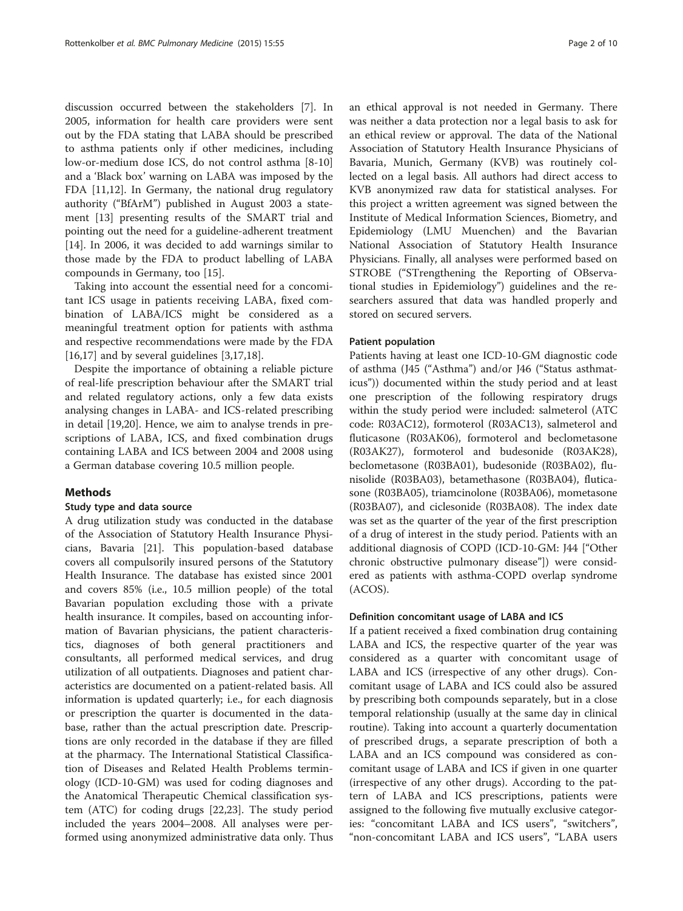discussion occurred between the stakeholders [7]. In 2005, information for health care providers were sent out by the FDA stating that LABA should be prescribed to asthma patients only if other medicines, including low-or-medium dose ICS, do not control asthma [8-10] and a 'Black box' warning on LABA was imposed by the FDA [11,12]. In Germany, the national drug regulatory authority ("BfArM") published in August 2003 a statement [13] presenting results of the SMART trial and pointing out the need for a guideline-adherent treatment [14]. In 2006, it was decided to add warnings similar to those made by the FDA to product labelling of LABA compounds in Germany, too [15].

Taking into account the essential need for a concomitant ICS usage in patients receiving LABA, fixed combination of LABA/ICS might be considered as a meaningful treatment option for patients with asthma and respective recommendations were made by the FDA [16,17] and by several guidelines [3,17,18].

Despite the importance of obtaining a reliable picture of real-life prescription behaviour after the SMART trial and related regulatory actions, only a few data exists analysing changes in LABA- and ICS-related prescribing in detail [19,20]. Hence, we aim to analyse trends in prescriptions of LABA, ICS, and fixed combination drugs containing LABA and ICS between 2004 and 2008 using a German database covering 10.5 million people.

## Methods

### Study type and data source

A drug utilization study was conducted in the database of the Association of Statutory Health Insurance Physicians, Bavaria [21]. This population-based database covers all compulsorily insured persons of the Statutory Health Insurance. The database has existed since 2001 and covers 85% (i.e., 10.5 million people) of the total Bavarian population excluding those with a private health insurance. It compiles, based on accounting information of Bavarian physicians, the patient characteristics, diagnoses of both general practitioners and consultants, all performed medical services, and drug utilization of all outpatients. Diagnoses and patient characteristics are documented on a patient-related basis. All information is updated quarterly; i.e., for each diagnosis or prescription the quarter is documented in the database, rather than the actual prescription date. Prescriptions are only recorded in the database if they are filled at the pharmacy. The International Statistical Classification of Diseases and Related Health Problems terminology (ICD-10-GM) was used for coding diagnoses and the Anatomical Therapeutic Chemical classification system (ATC) for coding drugs [22,23]. The study period included the years 2004–2008. All analyses were performed using anonymized administrative data only. Thus an ethical approval is not needed in Germany. There was neither a data protection nor a legal basis to ask for an ethical review or approval. The data of the National Association of Statutory Health Insurance Physicians of Bavaria, Munich, Germany (KVB) was routinely collected on a legal basis. All authors had direct access to KVB anonymized raw data for statistical analyses. For this project a written agreement was signed between the Institute of Medical Information Sciences, Biometry, and Epidemiology (LMU Muenchen) and the Bavarian National Association of Statutory Health Insurance Physicians. Finally, all analyses were performed based on STROBE ("STrengthening the Reporting of OBservational studies in Epidemiology") guidelines and the researchers assured that data was handled properly and stored on secured servers.

### Patient population

Patients having at least one ICD-10-GM diagnostic code of asthma (J45 ("Asthma") and/or J46 ("Status asthmaticus")) documented within the study period and at least one prescription of the following respiratory drugs within the study period were included: salmeterol (ATC code: R03AC12), formoterol (R03AC13), salmeterol and fluticasone (R03AK06), formoterol and beclometasone (R03AK27), formoterol and budesonide (R03AK28), beclometasone (R03BA01), budesonide (R03BA02), flunisolide (R03BA03), betamethasone (R03BA04), fluticasone (R03BA05), triamcinolone (R03BA06), mometasone (R03BA07), and ciclesonide (R03BA08). The index date was set as the quarter of the year of the first prescription of a drug of interest in the study period. Patients with an additional diagnosis of COPD (ICD-10-GM: J44 ["Other chronic obstructive pulmonary disease"]) were considered as patients with asthma-COPD overlap syndrome (ACOS).

### Definition concomitant usage of LABA and ICS

If a patient received a fixed combination drug containing LABA and ICS, the respective quarter of the year was considered as a quarter with concomitant usage of LABA and ICS (irrespective of any other drugs). Concomitant usage of LABA and ICS could also be assured by prescribing both compounds separately, but in a close temporal relationship (usually at the same day in clinical routine). Taking into account a quarterly documentation of prescribed drugs, a separate prescription of both a LABA and an ICS compound was considered as concomitant usage of LABA and ICS if given in one quarter (irrespective of any other drugs). According to the pattern of LABA and ICS prescriptions, patients were assigned to the following five mutually exclusive categories: "concomitant LABA and ICS users", "switchers", "non-concomitant LABA and ICS users", "LABA users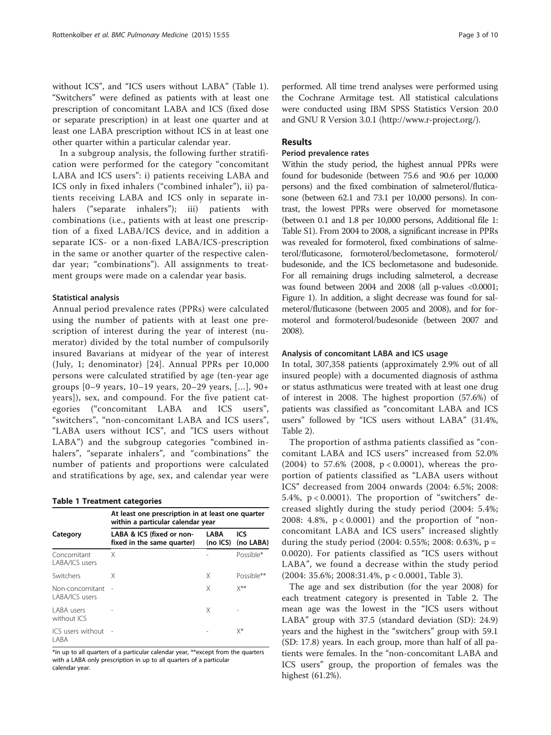without ICS", and "ICS users without LABA" (Table 1). "Switchers" were defined as patients with at least one prescription of concomitant LABA and ICS (fixed dose or separate prescription) in at least one quarter and at least one LABA prescription without ICS in at least one other quarter within a particular calendar year.

In a subgroup analysis, the following further stratification were performed for the category "concomitant LABA and ICS users": i) patients receiving LABA and ICS only in fixed inhalers ("combined inhaler"), ii) patients receiving LABA and ICS only in separate inhalers ("separate inhalers"); iii) patients with combinations (i.e., patients with at least one prescription of a fixed LABA/ICS device, and in addition a separate ICS- or a non-fixed LABA/ICS-prescription in the same or another quarter of the respective calendar year; "combinations"). All assignments to treatment groups were made on a calendar year basis.

### Statistical analysis

Annual period prevalence rates (PPRs) were calculated using the number of patients with at least one prescription of interest during the year of interest (numerator) divided by the total number of compulsorily insured Bavarians at midyear of the year of interest (July, 1; denominator) [24]. Annual PPRs per 10,000 persons were calculated stratified by age (ten-year age groups [0–9 years, 10–19 years, 20–29 years, [...], 90+ years]), sex, and compound. For the five patient categories ("concomitant LABA and ICS users", "switchers", "non-concomitant LABA and ICS users", "LABA users without ICS", and "ICS users without LABA") and the subgroup categories "combined inhalers", "separate inhalers", and "combinations" the number of patients and proportions were calculated and stratifications by age, sex, and calendar year were performed. All time trend analyses were performed using the Cochrane Armitage test. All statistical calculations were conducted using IBM SPSS Statistics Version 20.0 and GNU R Version 3.0.1 (http://www.r-project.org/).

**Table 1 Treatment categories**

| Category | At least one prescription in at least one quarter within a particular calendar year | | |
|---|---|---|---|
| | LABA & ICS (fixed or non-fixed in the same quarter) | LABA (no ICS) | ICS (no LABA) |
| Concomitant LABA/ICS users | X | - | Possible* |
| Switchers | X | X | Possible** |
| Non-concomitant LABA/ICS users | - | X | X** |
| LABA users without ICS | - | X | - |
| ICS users without LABA | - | - | X* |

*in up to all quarters of a particular calendar year, **except from the quarters with a LABA only prescription in up to all quarters of a particular calendar year.

## Results

### Period prevalence rates

Within the study period, the highest annual PPRs were found for budesonide (between 75.6 and 90.6 per 10,000 persons) and the fixed combination of salmeterol/fluticasone (between 62.1 and 73.1 per 10,000 persons). In contrast, the lowest PPRs were observed for mometasone (between 0.1 and 1.8 per 10,000 persons, Additional file 1: Table S1). From 2004 to 2008, a significant increase in PPRs was revealed for formoterol, fixed combinations of salmeterol/fluticasone, formoterol/beclometasone, formoterol/budesonide, and the ICS beclometasone and budesonide. For all remaining drugs including salmeterol, a decrease was found between 2004 and 2008 (all p-values <0.0001; Figure 1). In addition, a slight decrease was found for salmeterol/fluticasone (between 2005 and 2008), and for formoterol and formoterol/budesonide (between 2007 and 2008).

### Analysis of concomitant LABA and ICS usage

In total, 307,358 patients (approximately 2.9% out of all insured people) with a documented diagnosis of asthma or status asthmaticus were treated with at least one drug of interest in 2008. The highest proportion (57.6%) of patients was classified as "concomitant LABA and ICS users" followed by "ICS users without LABA" (31.4%, Table 2).

The proportion of asthma patients classified as "concomitant LABA and ICS users" increased from 52.0% (2004) to 57.6% (2008, $p < 0.0001$), whereas the proportion of patients classified as "LABA users without ICS" decreased from 2004 onwards (2004: 6.5%; 2008: 5.4%, $p < 0.0001$). The proportion of "switchers" decreased slightly during the study period (2004: 5.4%; 2008: 4.8%, $p < 0.0001$) and the proportion of "non-concomitant LABA and ICS users" increased slightly during the study period (2004: 0.55%; 2008: 0.63%, $p = 0.0020$). For patients classified as "ICS users without LABA", we found a decrease within the study period (2004: 35.6%; 2008:31.4%, $p < 0.0001$, Table 3).

The age and sex distribution (for the year 2008) for each treatment category is presented in Table 2. The mean age was the lowest in the "ICS users without LABA" group with 37.5 (standard deviation (SD): 24.9) years and the highest in the "switchers" group with 59.1 (SD: 17.8) years. In each group, more than half of all patients were females. In the "non-concomitant LABA and ICS users" group, the proportion of females was the highest (61.2%).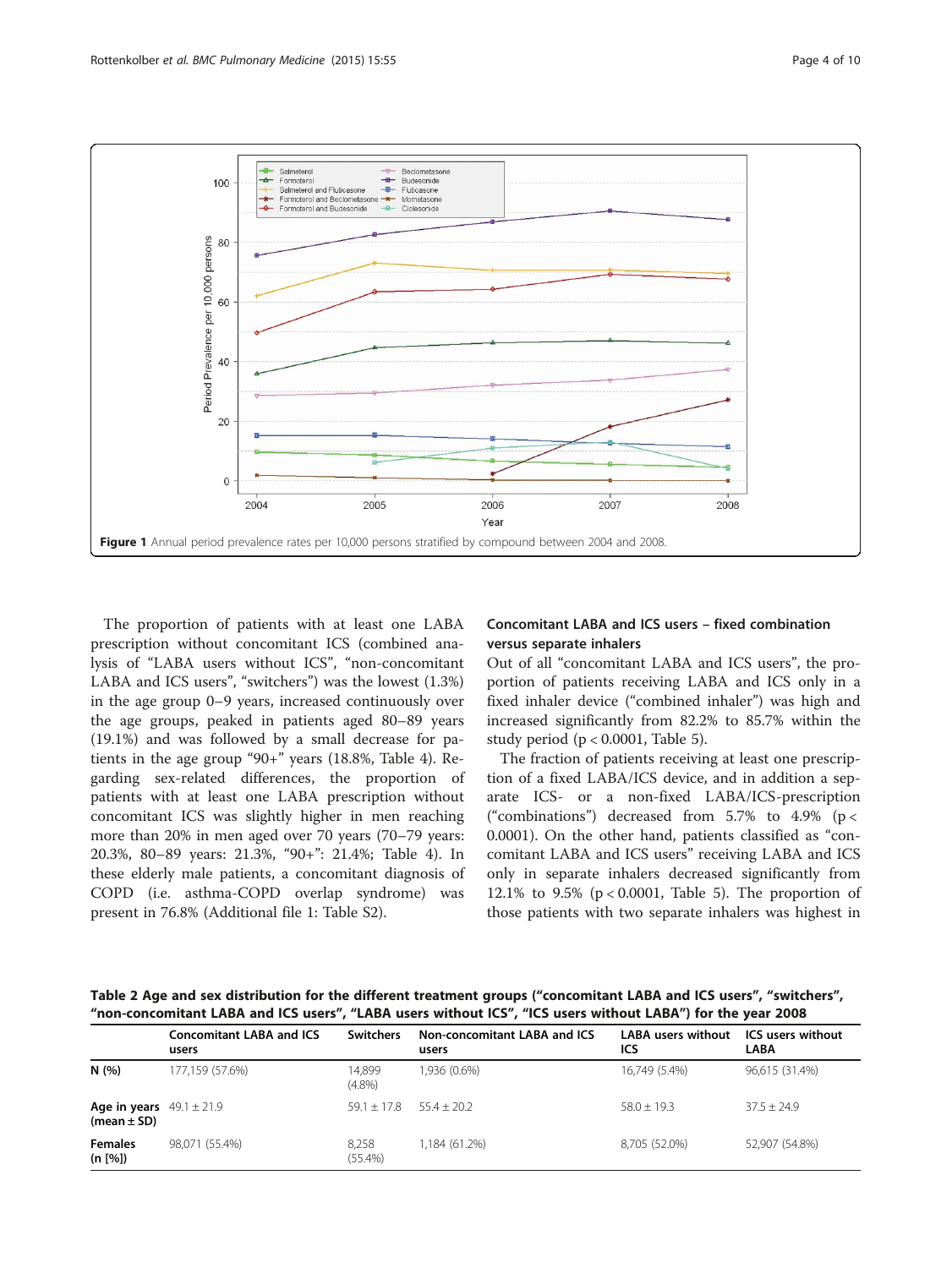Figure 1 Annual period prevalence rates per 10,000 persons stratified by compound between 2004 and 2008.

The proportion of patients with at least one LABA prescription without concomitant ICS (combined analysis of "LABA users without ICS", "non-concomitant LABA and ICS users", "switchers") was the lowest (1.3%) in the age group 0–9 years, increased continuously over the age groups, peaked in patients aged 80–89 years (19.1%) and was followed by a small decrease for patients in the age group "90+" years (18.8%, Table 4). Regarding sex-related differences, the proportion of patients with at least one LABA prescription without concomitant ICS was slightly higher in men reaching more than 20% in men aged over 70 years (70–79 years: 20.3%, 80–89 years: 21.3%, "90+": 21.4%; Table 4). In these elderly male patients, a concomitant diagnosis of COPD (i.e. asthma-COPD overlap syndrome) was present in 76.8% (Additional file 1: Table S2).

### Concomitant LABA and ICS users – fixed combination versus separate inhalers

Out of all "concomitant LABA and ICS users", the proportion of patients receiving LABA and ICS only in a fixed inhaler device ("combined inhaler") was high and increased significantly from 82.2% to 85.7% within the study period ($p < 0.0001$, Table 5).

The fraction of patients receiving at least one prescription of a fixed LABA/ICS device, and in addition a separate ICS- or a non-fixed LABA/ICS-prescription ("combinations") decreased from 5.7% to 4.9% ($p < 0.0001$). On the other hand, patients classified as "concomitant LABA and ICS users" receiving LABA and ICS only in separate inhalers decreased significantly from 12.1% to 9.5% ($p < 0.0001$, Table 5). The proportion of those patients with two separate inhalers was highest in

**Table 2 Age and sex distribution for the different treatment groups ("concomitant LABA and ICS users", "switchers", "non-concomitant LABA and ICS users", "LABA users without ICS", "ICS users without LABA") for the year 2008**

| | Concomitant LABA and ICS users | Switchers | Non-concomitant LABA and ICS users | LABA users without ICS | ICS users without LABA |
|---|---|---|---|---|---|
| **N (%)** | 177,159 (57.6%) | 14,899 (4.8%) | 1,936 (0.6%) | 16,749 (5.4%) | 96,615 (31.4%) |
| **Age in years (mean ± SD)** | 49.1 ± 21.9 | 59.1 ± 17.8 | 55.4 ± 20.2 | 58.0 ± 19.3 | 37.5 ± 24.9 |
| **Females (n [%])** | 98,071 (55.4%) | 8,258 (55.4%) | 1,184 (61.2%) | 8,705 (52.0%) | 52,907 (54.8%) |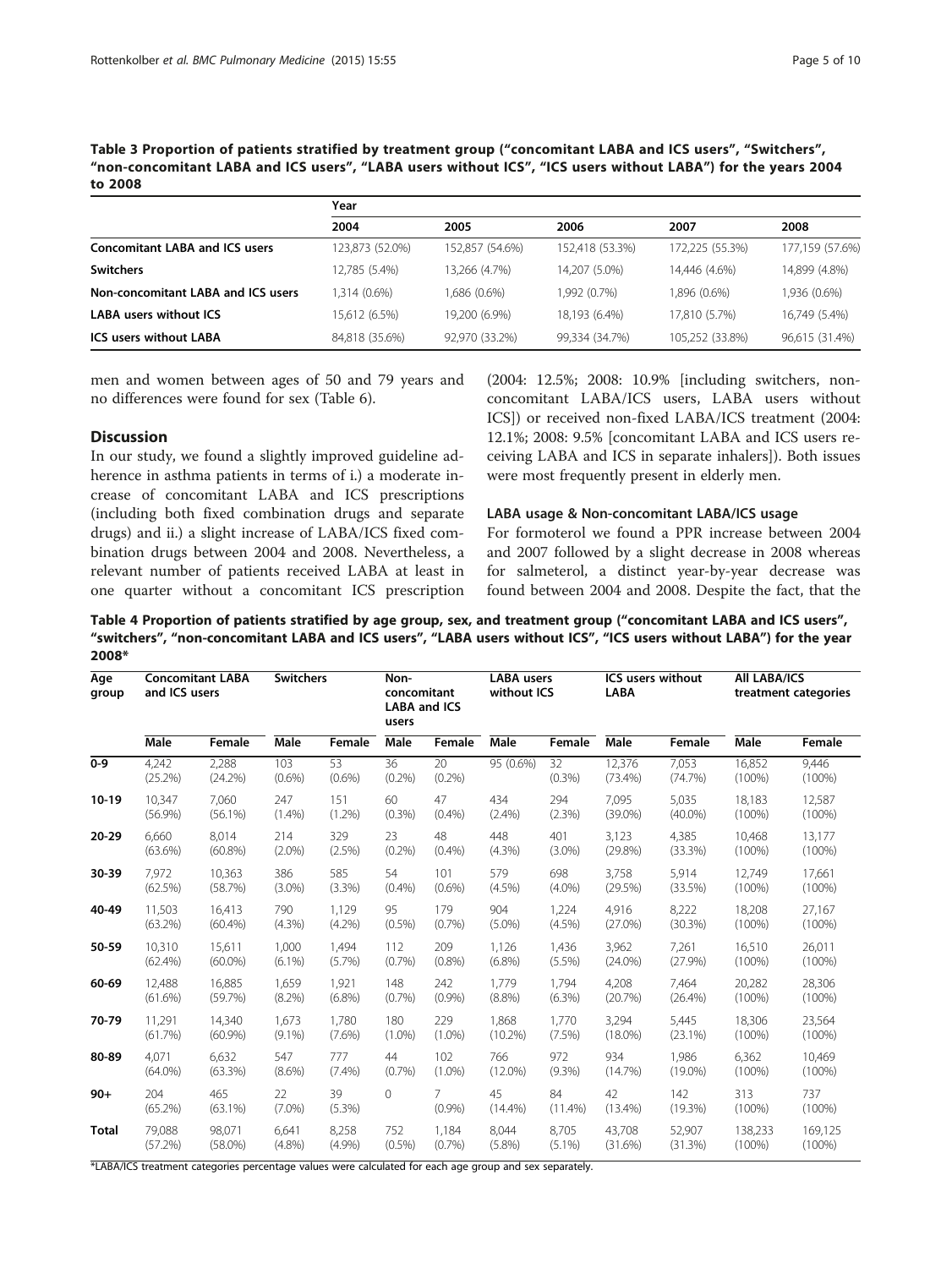**Table 3 Proportion of patients stratified by treatment group ("concomitant LABA and ICS users", "Switchers", "non-concomitant LABA and ICS users", "LABA users without ICS", "ICS users without LABA") for the years 2004 to 2008**

| | Year | | | | |
|---|---|---|---|---|---|
| | 2004 | 2005 | 2006 | 2007 | 2008 |
| **Concomitant LABA and ICS users** | 123,873 (52.0%) | 152,857 (54.6%) | 152,418 (53.3%) | 172,225 (55.3%) | 177,159 (57.6%) |
| **Switchers** | 12,785 (5.4%) | 13,266 (4.7%) | 14,207 (5.0%) | 14,446 (4.6%) | 14,899 (4.8%) |
| **Non-concomitant LABA and ICS users** | 1,314 (0.6%) | 1,686 (0.6%) | 1,992 (0.7%) | 1,896 (0.6%) | 1,936 (0.6%) |
| **LABA users without ICS** | 15,612 (6.5%) | 19,200 (6.9%) | 18,193 (6.4%) | 17,810 (5.7%) | 16,749 (5.4%) |
| **ICS users without LABA** | 84,818 (35.6%) | 92,970 (33.2%) | 99,334 (34.7%) | 105,252 (33.8%) | 96,615 (31.4%) |

men and women between ages of 50 and 79 years and no differences were found for sex (Table 6).

## Discussion

In our study, we found a slightly improved guideline adherence in asthma patients in terms of i.) a moderate increase of concomitant LABA and ICS prescriptions (including both fixed combination drugs and separate drugs) and ii.) a slight increase of LABA/ICS fixed combination drugs between 2004 and 2008. Nevertheless, a relevant number of patients received LABA at least in one quarter without a concomitant ICS prescription (2004: 12.5%; 2008: 10.9% [including switchers, non-concomitant LABA/ICS users, LABA users without ICS]) or received non-fixed LABA/ICS treatment (2004: 12.1%; 2008: 9.5% [concomitant LABA and ICS users receiving LABA and ICS in separate inhalers]). Both issues were most frequently present in elderly men.

### LABA usage & Non-concomitant LABA/ICS usage

For formoterol we found a PPR increase between 2004 and 2007 followed by a slight decrease in 2008 whereas for salmeterol, a distinct year-by-year decrease was found between 2004 and 2008. Despite the fact, that the

**Table 4 Proportion of patients stratified by age group, sex, and treatment group ("concomitant LABA and ICS users", "switchers", "non-concomitant LABA and ICS users", "LABA users without ICS", "ICS users without LABA") for the year 2008***

| Age group | Concomitant LABA and ICS users | | Switchers | | Non-concomitant LABA and ICS users | | LABA users without ICS | | ICS users without LABA | | All LABA/ICS treatment categories | |
|---|---|---|---|---|---|---|---|---|---|---|---|---|
| | Male | Female | Male | Female | Male | Female | Male | Female | Male | Female | Male | Female |
| **0-9** | 4,242 (25.2%) | 2,288 (24.2%) | 103 (0.6%) | 53 (0.6%) | 36 (0.2%) | 20 (0.2%) | 95 (0.6%) | 32 (0.3%) | 12,376 (73.4%) | 7,053 (74.7%) | 16,852 (100%) | 9,446 (100%) |
| **10-19** | 10,347 (56.9%) | 7,060 (56.1%) | 247 (1.4%) | 151 (1.2%) | 60 (0.3%) | 47 (0.4%) | 434 (2.4%) | 294 (2.3%) | 7,095 (39.0%) | 5,035 (40.0%) | 18,183 (100%) | 12,587 (100%) |
| **20-29** | 6,660 (63.6%) | 8,014 (60.8%) | 214 (2.0%) | 329 (2.5%) | 23 (0.2%) | 48 (0.4%) | 448 (4.3%) | 401 (3.0%) | 3,123 (29.8%) | 4,385 (33.3%) | 10,468 (100%) | 13,177 (100%) |
| **30-39** | 7,972 (62.5%) | 10,363 (58.7%) | 386 (3.0%) | 585 (3.3%) | 54 (0.4%) | 101 (0.6%) | 579 (4.5%) | 698 (4.0%) | 3,758 (29.5%) | 5,914 (33.5%) | 12,749 (100%) | 17,661 (100%) |
| **40-49** | 11,503 (63.2%) | 16,413 (60.4%) | 790 (4.3%) | 1,129 (4.2%) | 95 (0.5%) | 179 (0.7%) | 904 (5.0%) | 1,224 (4.5%) | 4,916 (27.0%) | 8,222 (30.3%) | 18,208 (100%) | 27,167 (100%) |
| **50-59** | 10,310 (62.4%) | 15,611 (60.0%) | 1,000 (6.1%) | 1,494 (5.7%) | 112 (0.7%) | 209 (0.8%) | 1,126 (6.8%) | 1,436 (5.5%) | 3,962 (24.0%) | 7,261 (27.9%) | 16,510 (100%) | 26,011 (100%) |
| **60-69** | 12,488 (61.6%) | 16,885 (59.7%) | 1,659 (8.2%) | 1,921 (6.8%) | 148 (0.7%) | 242 (0.9%) | 1,779 (8.8%) | 1,794 (6.3%) | 4,208 (20.7%) | 7,464 (26.4%) | 20,282 (100%) | 28,306 (100%) |
| **70-79** | 11,291 (61.7%) | 14,340 (60.9%) | 1,673 (9.1%) | 1,780 (7.6%) | 180 (1.0%) | 229 (1.0%) | 1,868 (10.2%) | 1,770 (7.5%) | 3,294 (18.0%) | 5,445 (23.1%) | 18,306 (100%) | 23,564 (100%) |
| **80-89** | 4,071 (64.0%) | 6,632 (63.3%) | 547 (8.6%) | 777 (7.4%) | 44 (0.7%) | 102 (1.0%) | 766 (12.0%) | 972 (9.3%) | 934 (14.7%) | 1,986 (19.0%) | 6,362 (100%) | 10,469 (100%) |
| **90+** | 204 (65.2%) | 465 (63.1%) | 22 (7.0%) | 39 (5.3%) | 0 | 7 (0.9%) | 45 (14.4%) | 84 (11.4%) | 42 (13.4%) | 142 (19.3%) | 313 (100%) | 737 (100%) |
| **Total** | 79,088 (57.2%) | 98,071 (58.0%) | 6,641 (4.8%) | 8,258 (4.9%) | 752 (0.5%) | 1,184 (0.7%) | 8,044 (5.8%) | 8,705 (5.1%) | 43,708 (31.6%) | 52,907 (31.3%) | 138,233 (100%) | 169,125 (100%) |

*LABA/ICS treatment categories percentage values were calculated for each age group and sex separately.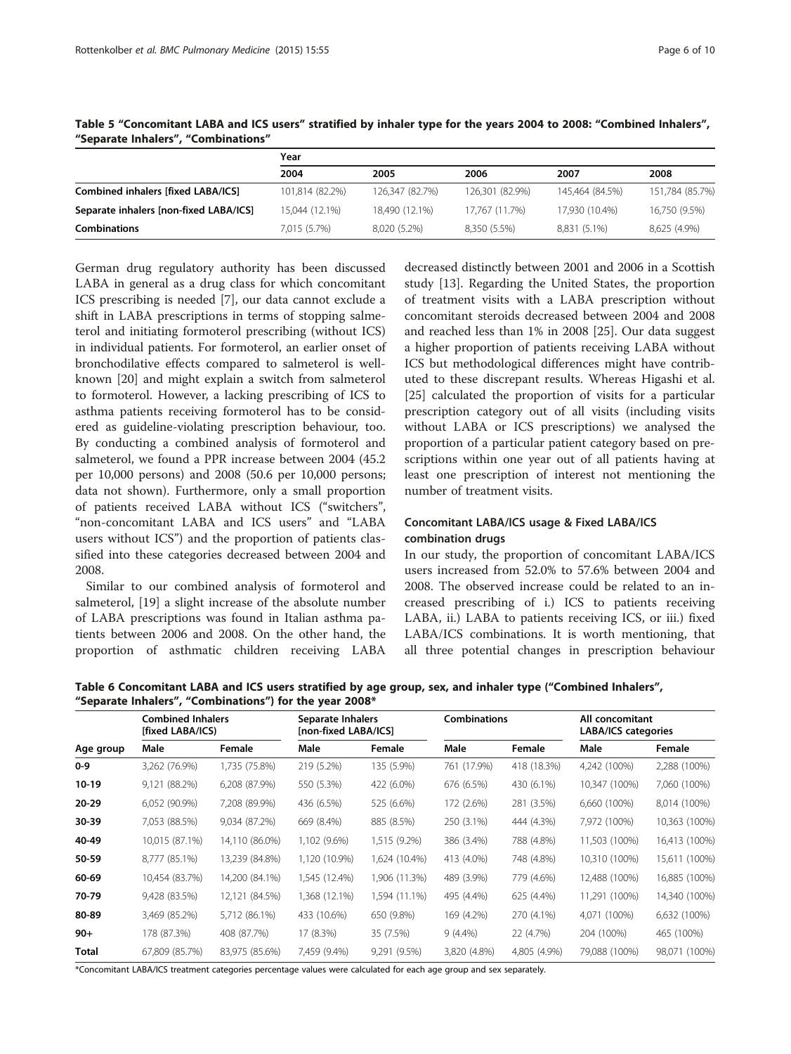**Table 5 "Concomitant LABA and ICS users" stratified by inhaler type for the years 2004 to 2008: "Combined Inhalers", "Separate Inhalers", "Combinations"**

| | Year | | | | |
|---|---|---|---|---|---|
| | 2004 | 2005 | 2006 | 2007 | 2008 |
| **Combined inhalers [fixed LABA/ICS]** | 101,814 (82.2%) | 126,347 (82.7%) | 126,301 (82.9%) | 145,464 (84.5%) | 151,784 (85.7%) |
| **Separate inhalers [non-fixed LABA/ICS]** | 15,044 (12.1%) | 18,490 (12.1%) | 17,767 (11.7%) | 17,930 (10.4%) | 16,750 (9.5%) |
| **Combinations** | 7,015 (5.7%) | 8,020 (5.2%) | 8,350 (5.5%) | 8,831 (5.1%) | 8,625 (4.9%) |

German drug regulatory authority has been discussed LABA in general as a drug class for which concomitant ICS prescribing is needed [7], our data cannot exclude a shift in LABA prescriptions in terms of stopping salmeterol and initiating formoterol prescribing (without ICS) in individual patients. For formoterol, an earlier onset of bronchodilative effects compared to salmeterol is well-known [20] and might explain a switch from salmeterol to formoterol. However, a lacking prescribing of ICS to asthma patients receiving formoterol has to be considered as guideline-violating prescription behaviour, too. By conducting a combined analysis of formoterol and salmeterol, we found a PPR increase between 2004 (45.2 per 10,000 persons) and 2008 (50.6 per 10,000 persons; data not shown). Furthermore, only a small proportion of patients received LABA without ICS ("switchers", "non-concomitant LABA and ICS users" and "LABA users without ICS") and the proportion of patients classified into these categories decreased between 2004 and 2008.

Similar to our combined analysis of formoterol and salmeterol, [19] a slight increase of the absolute number of LABA prescriptions was found in Italian asthma patients between 2006 and 2008. On the other hand, the proportion of asthmatic children receiving LABA decreased distinctly between 2001 and 2006 in a Scottish study [13]. Regarding the United States, the proportion of treatment visits with a LABA prescription without concomitant steroids decreased between 2004 and 2008 and reached less than 1% in 2008 [25]. Our data suggest a higher proportion of patients receiving LABA without ICS but methodological differences might have contributed to these discrepant results. Whereas Higashi et al. [25] calculated the proportion of visits for a particular prescription category out of all visits (including visits without LABA or ICS prescriptions) we analysed the proportion of a particular patient category based on prescriptions within one year out of all patients having at least one prescription of interest not mentioning the number of treatment visits.

### Concomitant LABA/ICS usage & Fixed LABA/ICS combination drugs

In our study, the proportion of concomitant LABA/ICS users increased from 52.0% to 57.6% between 2004 and 2008. The observed increase could be related to an increased prescribing of i.) ICS to patients receiving LABA, ii.) LABA to patients receiving ICS, or iii.) fixed LABA/ICS combinations. It is worth mentioning, that all three potential changes in prescription behaviour

**Table 6 Concomitant LABA and ICS users stratified by age group, sex, and inhaler type ("Combined Inhalers", "Separate Inhalers", "Combinations") for the year 2008***

| | Combined Inhalers [fixed LABA/ICS] | | Separate Inhalers [non-fixed LABA/ICS] | | Combinations | | All concomitant LABA/ICS categories | |
|---|---|---|---|---|---|---|---|---|
| Age group | Male | Female | Male | Female | Male | Female | Male | Female |
| **0-9** | 3,262 (76.9%) | 1,735 (75.8%) | 219 (5.2%) | 135 (5.9%) | 761 (17.9%) | 418 (18.3%) | 4,242 (100%) | 2,288 (100%) |
| **10-19** | 9,121 (88.2%) | 6,208 (87.9%) | 550 (5.3%) | 422 (6.0%) | 676 (6.5%) | 430 (6.1%) | 10,347 (100%) | 7,060 (100%) |
| **20-29** | 6,052 (90.9%) | 7,208 (89.9%) | 436 (6.5%) | 525 (6.6%) | 172 (2.6%) | 281 (3.5%) | 6,660 (100%) | 8,014 (100%) |
| **30-39** | 7,053 (88.5%) | 9,034 (87.2%) | 669 (8.4%) | 885 (8.5%) | 250 (3.1%) | 444 (4.3%) | 7,972 (100%) | 10,363 (100%) |
| **40-49** | 10,015 (87.1%) | 14,110 (86.0%) | 1,102 (9.6%) | 1,515 (9.2%) | 386 (3.4%) | 788 (4.8%) | 11,503 (100%) | 16,413 (100%) |
| **50-59** | 8,777 (85.1%) | 13,239 (84.8%) | 1,120 (10.9%) | 1,624 (10.4%) | 413 (4.0%) | 748 (4.8%) | 10,310 (100%) | 15,611 (100%) |
| **60-69** | 10,454 (83.7%) | 14,200 (84.1%) | 1,545 (12.4%) | 1,906 (11.3%) | 489 (3.9%) | 779 (4.6%) | 12,488 (100%) | 16,885 (100%) |
| **70-79** | 9,428 (83.5%) | 12,121 (84.5%) | 1,368 (12.1%) | 1,594 (11.1%) | 495 (4.4%) | 625 (4.4%) | 11,291 (100%) | 14,340 (100%) |
| **80-89** | 3,469 (85.2%) | 5,712 (86.1%) | 433 (10.6%) | 650 (9.8%) | 169 (4.2%) | 270 (4.1%) | 4,071 (100%) | 6,632 (100%) |
| **90+** | 178 (87.3%) | 408 (87.7%) | 17 (8.3%) | 35 (7.5%) | 9 (4.4%) | 22 (4.7%) | 204 (100%) | 465 (100%) |
| **Total** | 67,809 (85.7%) | 83,975 (85.6%) | 7,459 (9.4%) | 9,291 (9.5%) | 3,820 (4.8%) | 4,805 (4.9%) | 79,088 (100%) | 98,071 (100%) |

*Concomitant LABA/ICS treatment categories percentage values were calculated for each age group and sex separately.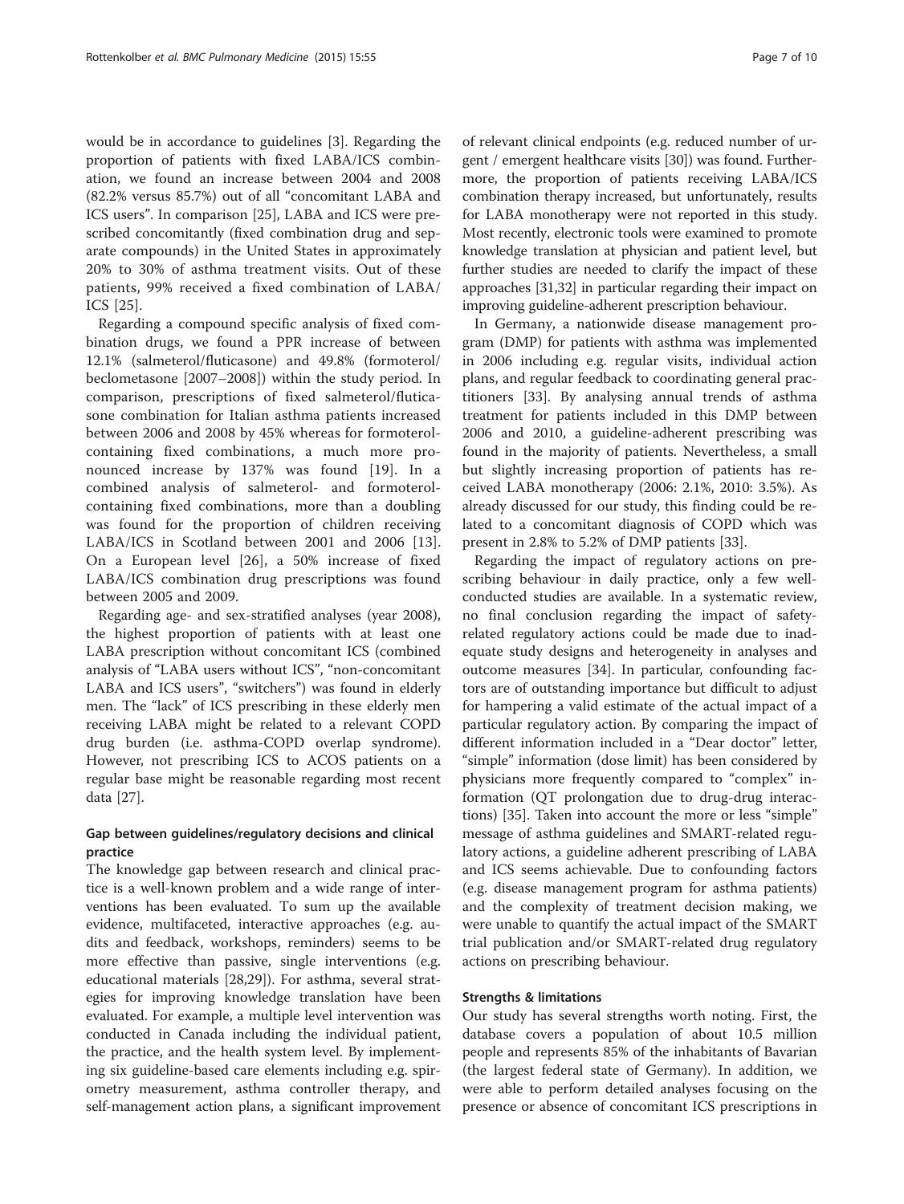would be in accordance to guidelines [3]. Regarding the proportion of patients with fixed LABA/ICS combination, we found an increase between 2004 and 2008 (82.2% versus 85.7%) out of all "concomitant LABA and ICS users". In comparison [25], LABA and ICS were prescribed concomitantly (fixed combination drug and separate compounds) in the United States in approximately 20% to 30% of asthma treatment visits. Out of these patients, 99% received a fixed combination of LABA/ICS [25].

Regarding a compound specific analysis of fixed combination drugs, we found a PPR increase of between 12.1% (salmeterol/fluticasone) and 49.8% (formoterol/beclometasone [2007–2008]) within the study period. In comparison, prescriptions of fixed salmeterol/fluticasone combination for Italian asthma patients increased between 2006 and 2008 by 45% whereas for formoterol-containing fixed combinations, a much more pronounced increase by 137% was found [19]. In a combined analysis of salmeterol- and formoterol-containing fixed combinations, more than a doubling was found for the proportion of children receiving LABA/ICS in Scotland between 2001 and 2006 [13]. On a European level [26], a 50% increase of fixed LABA/ICS combination drug prescriptions was found between 2005 and 2009.

Regarding age- and sex-stratified analyses (year 2008), the highest proportion of patients with at least one LABA prescription without concomitant ICS (combined analysis of "LABA users without ICS", "non-concomitant LABA and ICS users", "switchers") was found in elderly men. The "lack" of ICS prescribing in these elderly men receiving LABA might be related to a relevant COPD drug burden (i.e. asthma-COPD overlap syndrome). However, not prescribing ICS to ACOS patients on a regular base might be reasonable regarding most recent data [27].

### Gap between guidelines/regulatory decisions and clinical practice

The knowledge gap between research and clinical practice is a well-known problem and a wide range of interventions has been evaluated. To sum up the available evidence, multifaceted, interactive approaches (e.g. audits and feedback, workshops, reminders) seems to be more effective than passive, single interventions (e.g. educational materials [28,29]). For asthma, several strategies for improving knowledge translation have been evaluated. For example, a multiple level intervention was conducted in Canada including the individual patient, the practice, and the health system level. By implementing six guideline-based care elements including e.g. spirometry measurement, asthma controller therapy, and self-management action plans, a significant improvement of relevant clinical endpoints (e.g. reduced number of urgent / emergent healthcare visits [30]) was found. Furthermore, the proportion of patients receiving LABA/ICS combination therapy increased, but unfortunately, results for LABA monotherapy were not reported in this study. Most recently, electronic tools were examined to promote knowledge translation at physician and patient level, but further studies are needed to clarify the impact of these approaches [31,32] in particular regarding their impact on improving guideline-adherent prescription behaviour.

In Germany, a nationwide disease management program (DMP) for patients with asthma was implemented in 2006 including e.g. regular visits, individual action plans, and regular feedback to coordinating general practitioners [33]. By analysing annual trends of asthma treatment for patients included in this DMP between 2006 and 2010, a guideline-adherent prescribing was found in the majority of patients. Nevertheless, a small but slightly increasing proportion of patients has received LABA monotherapy (2006: 2.1%, 2010: 3.5%). As already discussed for our study, this finding could be related to a concomitant diagnosis of COPD which was present in 2.8% to 5.2% of DMP patients [33].

Regarding the impact of regulatory actions on prescribing behaviour in daily practice, only a few well-conducted studies are available. In a systematic review, no final conclusion regarding the impact of safety-related regulatory actions could be made due to inadequate study designs and heterogeneity in analyses and outcome measures [34]. In particular, confounding factors are of outstanding importance but difficult to adjust for hampering a valid estimate of the actual impact of a particular regulatory action. By comparing the impact of different information included in a "Dear doctor" letter, "simple" information (dose limit) has been considered by physicians more frequently compared to "complex" information (QT prolongation due to drug-drug interactions) [35]. Taken into account the more or less "simple" message of asthma guidelines and SMART-related regulatory actions, a guideline adherent prescribing of LABA and ICS seems achievable. Due to confounding factors (e.g. disease management program for asthma patients) and the complexity of treatment decision making, we were unable to quantify the actual impact of the SMART trial publication and/or SMART-related drug regulatory actions on prescribing behaviour.

### Strengths & limitations

Our study has several strengths worth noting. First, the database covers a population of about 10.5 million people and represents 85% of the inhabitants of Bavarian (the largest federal state of Germany). In addition, we were able to perform detailed analyses focusing on the presence or absence of concomitant ICS prescriptions in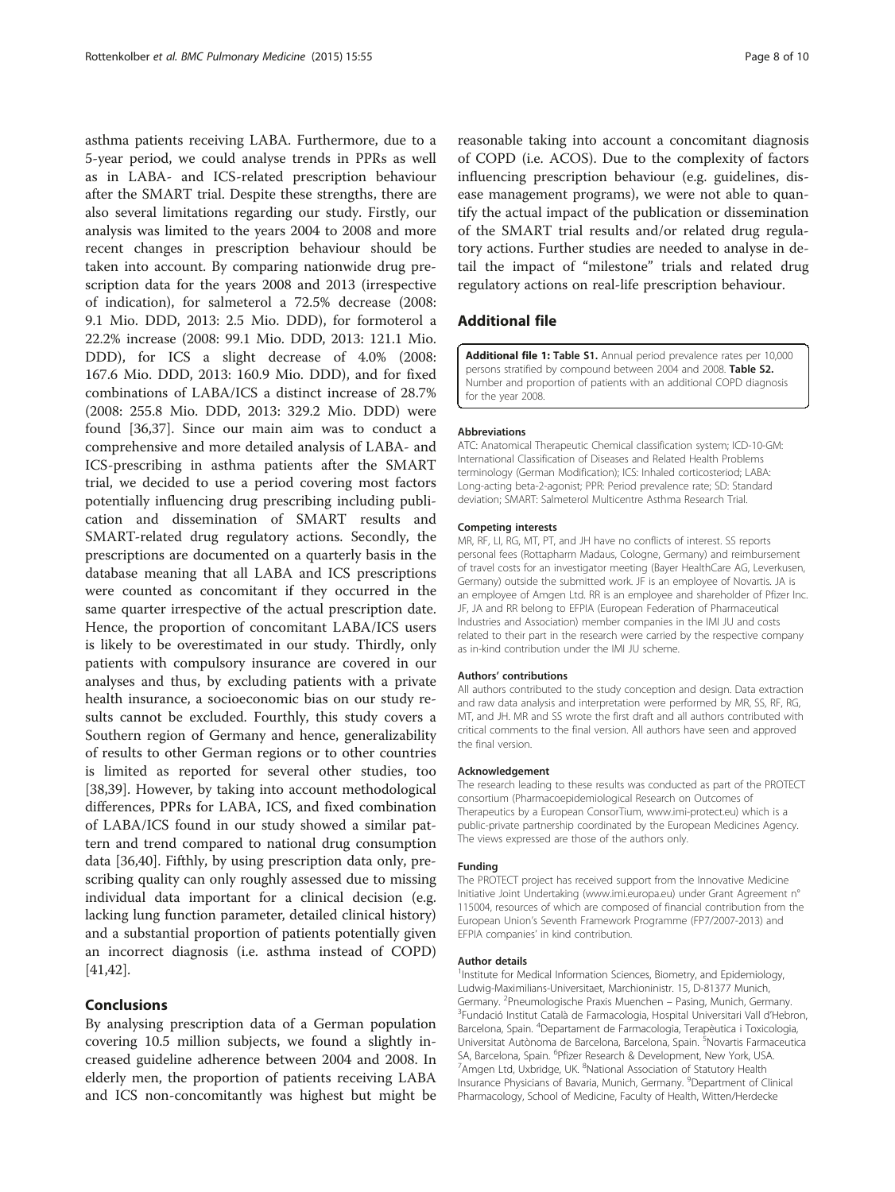asthma patients receiving LABA. Furthermore, due to a 5-year period, we could analyse trends in PPRs as well as in LABA- and ICS-related prescription behaviour after the SMART trial. Despite these strengths, there are also several limitations regarding our study. Firstly, our analysis was limited to the years 2004 to 2008 and more recent changes in prescription behaviour should be taken into account. By comparing nationwide drug prescription data for the years 2008 and 2013 (irrespective of indication), for salmeterol a 72.5% decrease (2008: 9.1 Mio. DDD, 2013: 2.5 Mio. DDD), for formoterol a 22.2% increase (2008: 99.1 Mio. DDD, 2013: 121.1 Mio. DDD), for ICS a slight decrease of 4.0% (2008: 167.6 Mio. DDD, 2013: 160.9 Mio. DDD), and for fixed combinations of LABA/ICS a distinct increase of 28.7% (2008: 255.8 Mio. DDD, 2013: 329.2 Mio. DDD) were found [36,37]. Since our main aim was to conduct a comprehensive and more detailed analysis of LABA- and ICS-prescribing in asthma patients after the SMART trial, we decided to use a period covering most factors potentially influencing drug prescribing including publication and dissemination of SMART results and SMART-related drug regulatory actions. Secondly, the prescriptions are documented on a quarterly basis in the database meaning that all LABA and ICS prescriptions were counted as concomitant if they occurred in the same quarter irrespective of the actual prescription date. Hence, the proportion of concomitant LABA/ICS users is likely to be overestimated in our study. Thirdly, only patients with compulsory insurance are covered in our analyses and thus, by excluding patients with a private health insurance, a socioeconomic bias on our study results cannot be excluded. Fourthly, this study covers a Southern region of Germany and hence, generalizability of results to other German regions or to other countries is limited as reported for several other studies, too [38,39]. However, by taking into account methodological differences, PPRs for LABA, ICS, and fixed combination of LABA/ICS found in our study showed a similar pattern and trend compared to national drug consumption data [36,40]. Fifthly, by using prescription data only, prescribing quality can only roughly assessed due to missing individual data important for a clinical decision (e.g. lacking lung function parameter, detailed clinical history) and a substantial proportion of patients potentially given an incorrect diagnosis (i.e. asthma instead of COPD) [41,42].

## Conclusions

By analysing prescription data of a German population covering 10.5 million subjects, we found a slightly increased guideline adherence between 2004 and 2008. In elderly men, the proportion of patients receiving LABA and ICS non-concomitantly was highest but might be reasonable taking into account a concomitant diagnosis of COPD (i.e. ACOS). Due to the complexity of factors influencing prescription behaviour (e.g. guidelines, disease management programs), we were not able to quantify the actual impact of the publication or dissemination of the SMART trial results and/or related drug regulatory actions. Further studies are needed to analyse in detail the impact of "milestone" trials and related drug regulatory actions on real-life prescription behaviour.

## Additional file

**Additional file 1: Table S1.** Annual period prevalence rates per 10,000 persons stratified by compound between 2004 and 2008. **Table S2.** Number and proportion of patients with an additional COPD diagnosis for the year 2008.

#### Abbreviations

ATC: Anatomical Therapeutic Chemical classification system; ICD-10-GM: International Classification of Diseases and Related Health Problems terminology (German Modification); ICS: Inhaled corticosteriod; LABA: Long-acting beta-2-agonist; PPR: Period prevalence rate; SD: Standard deviation; SMART: Salmeterol Multicentre Asthma Research Trial.

#### Competing interests

MR, RF, LI, RG, MT, PT, and JH have no conflicts of interest. SS reports personal fees (Rottapharm Madaus, Cologne, Germany) and reimbursement of travel costs for an investigator meeting (Bayer HealthCare AG, Leverkusen, Germany) outside the submitted work. JF is an employee of Novartis. JA is an employee of Amgen Ltd. RR is an employee and shareholder of Pfizer Inc. JF, JA and RR belong to EFPIA (European Federation of Pharmaceutical Industries and Association) member companies in the IMI JU and costs related to their part in the research were carried by the respective company as in-kind contribution under the IMI JU scheme.

#### Authors' contributions

All authors contributed to the study conception and design. Data extraction and raw data analysis and interpretation were performed by MR, SS, RF, RG, MT, and JH. MR and SS wrote the first draft and all authors contributed with critical comments to the final version. All authors have seen and approved the final version.

#### Acknowledgement

The research leading to these results was conducted as part of the PROTECT consortium (Pharmacoepidemiological Research on Outcomes of Therapeutics by a European ConsorTium, www.imi-protect.eu) which is a public-private partnership coordinated by the European Medicines Agency. The views expressed are those of the authors only.

#### Funding

The PROTECT project has received support from the Innovative Medicine Initiative Joint Undertaking (www.imi.europa.eu) under Grant Agreement n° 115004, resources of which are composed of financial contribution from the European Union's Seventh Framework Programme (FP7/2007-2013) and EFPIA companies' in kind contribution.

#### Author details

[1]Institute for Medical Information Sciences, Biometry, and Epidemiology, Ludwig-Maximilians-Universitaet, Marchioninistr. 15, D-81377 Munich, Germany. [2]Pneumologische Praxis Muenchen – Pasing, Munich, Germany. [3]Fundació Institut Català de Farmacologia, Hospital Universitari Vall d'Hebron, Barcelona, Spain. [4]Departament de Farmacologia, Terapèutica i Toxicologia, Universitat Autònoma de Barcelona, Barcelona, Spain. [5]Novartis Farmaceutica SA, Barcelona, Spain. [6]Pfizer Research & Development, New York, USA. [7]Amgen Ltd, Uxbridge, UK. [8]National Association of Statutory Health Insurance Physicians of Bavaria, Munich, Germany. [9]Department of Clinical Pharmacology, School of Medicine, Faculty of Health, Witten/Herdecke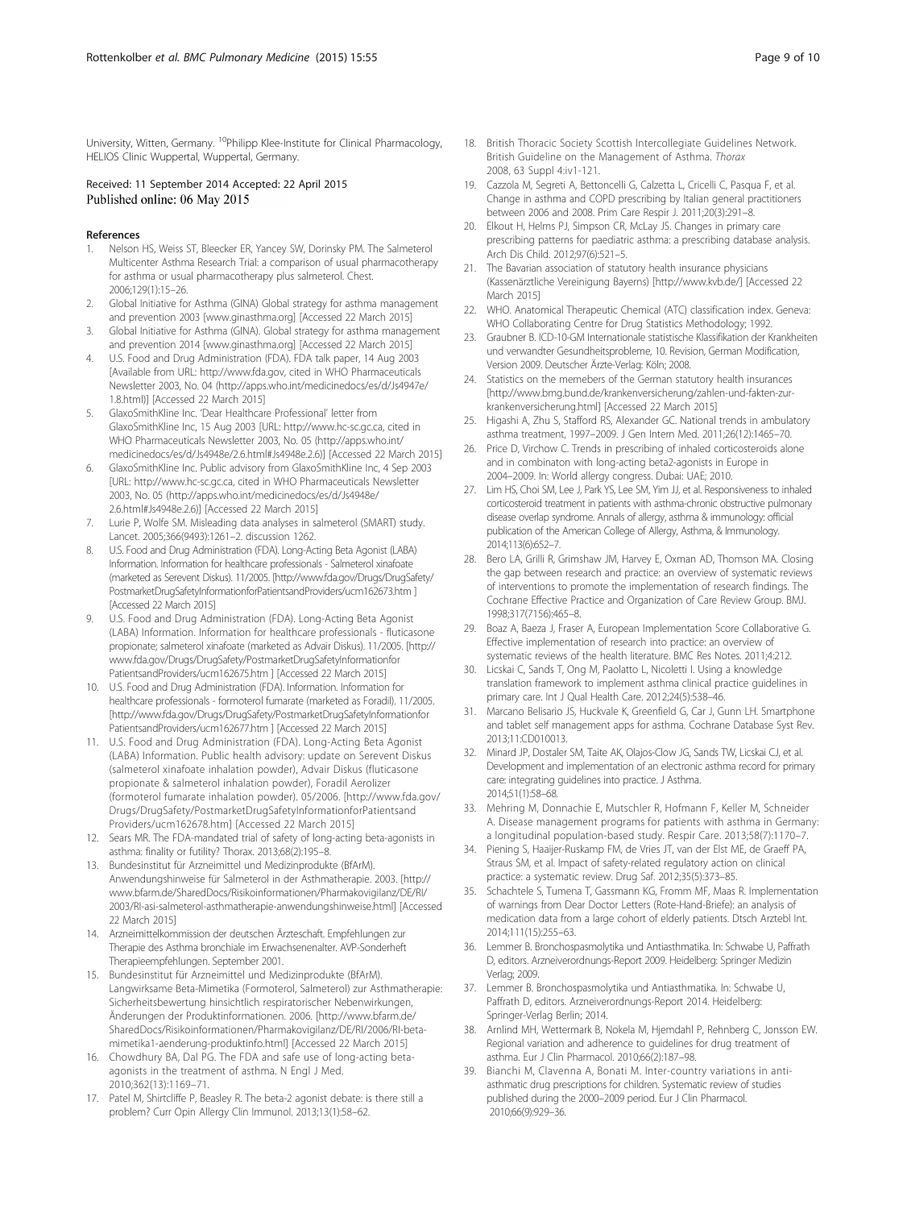University, Witten, Germany. [10]Philipp Klee-Institute for Clinical Pharmacology, HELIOS Clinic Wuppertal, Wuppertal, Germany.

Received: 11 September 2014 Accepted: 22 April 2015
Published online: 06 May 2015

## References

1. Nelson HS, Weiss ST, Bleecker ER, Yancey SW, Dorinsky PM. The Salmeterol Multicenter Asthma Research Trial: a comparison of usual pharmacotherapy for asthma or usual pharmacotherapy plus salmeterol. Chest. 2006;129(1):15–26.
2. Global Initiative for Asthma (GINA) Global strategy for asthma management and prevention 2003 [www.ginasthma.org] [Accessed 22 March 2015]
3. Global Initiative for Asthma (GINA). Global strategy for asthma management and prevention 2014 [www.ginasthma.org] [Accessed 22 March 2015]
4. U.S. Food and Drug Administration (FDA). FDA talk paper, 14 Aug 2003 [Available from URL: http://www.fda.gov, cited in WHO Pharmaceuticals Newsletter 2003, No. 04 (http://apps.who.int/medicinedocs/es/d/Js4947e/1.8.html)] [Accessed 22 March 2015]
5. GlaxoSmithKline Inc. 'Dear Healthcare Professional' letter from GlaxoSmithKline Inc, 15 Aug 2003 [URL: http://www.hc-sc.gc.ca, cited in WHO Pharmaceuticals Newsletter 2003, No. 05 (http://apps.who.int/medicinedocs/es/d/Js4948e/2.6.html#Js4948e.2.6)] [Accessed 22 March 2015]
6. GlaxoSmithKline Inc. Public advisory from GlaxoSmithKline Inc, 4 Sep 2003 [URL: http://www.hc-sc.gc.ca, cited in WHO Pharmaceuticals Newsletter 2003, No. 05 (http://apps.who.int/medicinedocs/es/d/Js4948e/2.6.html#Js4948e.2.6)] [Accessed 22 March 2015]
7. Lurie P, Wolfe SM. Misleading data analyses in salmeterol (SMART) study. Lancet. 2005;366(9493):1261–2. discussion 1262.
8. U.S. Food and Drug Administration (FDA). Long-Acting Beta Agonist (LABA) Information. Information for healthcare professionals - Salmeterol xinafoate (marketed as Serevent Diskus). 11/2005. [http://www.fda.gov/Drugs/DrugSafety/PostmarketDrugSafetyInformationforPatientsandProviders/ucm162673.htm ] [Accessed 22 March 2015]
9. U.S. Food and Drug Administration (FDA). Long-Acting Beta Agonist (LABA) Information. Information for healthcare professionals - fluticasone propionate; salmeterol xinafoate (marketed as Advair Diskus). 11/2005. [http://www.fda.gov/Drugs/DrugSafety/PostmarketDrugSafetyInformationforPatientsandProviders/ucm162675.htm ] [Accessed 22 March 2015]
10. U.S. Food and Drug Administration (FDA). Information. Information for healthcare professionals - formoterol fumarate (marketed as Foradil). 11/2005. [http://www.fda.gov/Drugs/DrugSafety/PostmarketDrugSafetyInformationforPatientsandProviders/ucm162677.htm ] [Accessed 22 March 2015]
11. U.S. Food and Drug Administration (FDA). Long-Acting Beta Agonist (LABA) Information. Public health advisory: update on Serevent Diskus (salmeterol xinafoate inhalation powder), Advair Diskus (fluticasone propionate & salmeterol inhalation powder), Foradil Aerolizer (formoterol fumarate inhalation powder). 05/2006. [http://www.fda.gov/Drugs/DrugSafety/PostmarketDrugSafetyInformationforPatientsandProviders/ucm162678.htm] [Accessed 22 March 2015]
12. Sears MR. The FDA-mandated trial of safety of long-acting beta-agonists in asthma: finality or futility? Thorax. 2013;68(2):195–8.
13. Bundesinstitut für Arzneimittel und Medizinprodukte (BfArM). Anwendungshinweise für Salmeterol in der Asthmatherapie. 2003. [http://www.bfarm.de/SharedDocs/Risikoinformationen/Pharmakovigilanz/DE/RI/2003/RI-asi-salmeterol-asthmatherapie-anwendungshinweise.html] [Accessed 22 March 2015]
14. Arzneimittelkommission der deutschen Ärzteschaft. Empfehlungen zur Therapie des Asthma bronchiale im Erwachsenenalter. AVP-Sonderheft Therapieempfehlungen. September 2001.
15. Bundesinstitut für Arzneimittel und Medizinprodukte (BfArM). Langwirksame Beta-Mimetika (Formoterol, Salmeterol) zur Asthmatherapie: Sicherheitsbewertung hinsichtlich respiratorischer Nebenwirkungen, Änderungen der Produktinformationen. 2006. [http://www.bfarm.de/SharedDocs/Risikoinformationen/Pharmakovigilanz/DE/RI/2006/RI-beta-mimetika1-aenderung-produktinfo.html] [Accessed 22 March 2015]
16. Chowdhury BA, Dal PG. The FDA and safe use of long-acting beta-agonists in the treatment of asthma. N Engl J Med. 2010;362(13):1169–71.
17. Patel M, Shirtcliffe P, Beasley R. The beta-2 agonist debate: is there still a problem? Curr Opin Allergy Clin Immunol. 2013;13(1):58–62.
18. British Thoracic Society Scottish Intercollegiate Guidelines Network. British Guideline on the Management of Asthma. *Thorax* 2008, 63 Suppl 4:iv1-121.
19. Cazzola M, Segreti A, Bettoncelli G, Calzetta L, Cricelli C, Pasqua F, et al. Change in asthma and COPD prescribing by Italian general practitioners between 2006 and 2008. Prim Care Respir J. 2011;20(3):291–8.
20. Elkout H, Helms PJ, Simpson CR, McLay JS. Changes in primary care prescribing patterns for paediatric asthma: a prescribing database analysis. Arch Dis Child. 2012;97(6):521–5.
21. The Bavarian association of statutory health insurance physicians (Kassenärztliche Vereinigung Bayerns) [http://www.kvb.de/] [Accessed 22 March 2015]
22. WHO. Anatomical Therapeutic Chemical (ATC) classification index. Geneva: WHO Collaborating Centre for Drug Statistics Methodology; 1992.
23. Graubner B. ICD-10-GM Internationale statistische Klassifikation der Krankheiten und verwandter Gesundheitsprobleme, 10. Revision, German Modification, Version 2009. Deutscher Ärzte-Verlag: Köln; 2008.
24. Statistics on the memebers of the German statutory health insurances [http://www.bmg.bund.de/krankenversicherung/zahlen-und-fakten-zur-krankenversicherung.html] [Accessed 22 March 2015]
25. Higashi A, Zhu S, Stafford RS, Alexander GC. National trends in ambulatory asthma treatment, 1997–2009. J Gen Intern Med. 2011;26(12):1465–70.
26. Price D, Virchow C. Trends in prescribing of inhaled corticosteroids alone and in combinaton with long-acting beta2-agonists in Europe in 2004–2009. In: World allergy congress. Dubai: UAE; 2010.
27. Lim HS, Choi SM, Lee J, Park YS, Lee SM, Yim JJ, et al. Responsiveness to inhaled corticosteroid treatment in patients with asthma-chronic obstructive pulmonary disease overlap syndrome. Annals of allergy, asthma & immunology: official publication of the American College of Allergy, Asthma, & Immunology. 2014;113(6):652–7.
28. Bero LA, Grilli R, Grimshaw JM, Harvey E, Oxman AD, Thomson MA. Closing the gap between research and practice: an overview of systematic reviews of interventions to promote the implementation of research findings. The Cochrane Effective Practice and Organization of Care Review Group. BMJ. 1998;317(7156):465–8.
29. Boaz A, Baeza J, Fraser A, European Implementation Score Collaborative G. Effective implementation of research into practice: an overview of systematic reviews of the health literature. BMC Res Notes. 2011;4:212.
30. Licskai C, Sands T, Ong M, Paolatto L, Nicoletti I. Using a knowledge translation framework to implement asthma clinical practice guidelines in primary care. Int J Qual Health Care. 2012;24(5):538–46.
31. Marcano Belisario JS, Huckvale K, Greenfield G, Car J, Gunn LH. Smartphone and tablet self management apps for asthma. Cochrane Database Syst Rev. 2013;11:CD010013.
32. Minard JP, Dostaler SM, Taite AK, Olajos-Clow JG, Sands TW, Licskai CJ, et al. Development and implementation of an electronic asthma record for primary care: integrating guidelines into practice. J Asthma. 2014;51(1):58–68.
33. Mehring M, Donnachie E, Mutschler R, Hofmann F, Keller M, Schneider A. Disease management programs for patients with asthma in Germany: a longitudinal population-based study. Respir Care. 2013;58(7):1170–7.
34. Piening S, Haaijer-Ruskamp FM, de Vries JT, van der Elst ME, de Graeff PA, Straus SM, et al. Impact of safety-related regulatory action on clinical practice: a systematic review. Drug Saf. 2012;35(5):373–85.
35. Schachtele S, Tumena T, Gassmann KG, Fromm MF, Maas R. Implementation of warnings from Dear Doctor Letters (Rote-Hand-Briefe): an analysis of medication data from a large cohort of elderly patients. Dtsch Arztebl Int. 2014;111(15):255–63.
36. Lemmer B. Bronchospasmolytika und Antiasthmatika. In: Schwabe U, Paffrath D, editors. Arzneiverordnungs-Report 2009. Heidelberg: Springer Medizin Verlag; 2009.
37. Lemmer B. Bronchospasmolytika und Antiasthmatika. In: Schwabe U, Paffrath D, editors. Arzneiverordnungs-Report 2014. Heidelberg: Springer-Verlag Berlin; 2014.
38. Arnlind MH, Wettermark B, Nokela M, Hjemdahl P, Rehnberg C, Jonsson EW. Regional variation and adherence to guidelines for drug treatment of asthma. Eur J Clin Pharmacol. 2010;66(2):187–98.
39. Bianchi M, Clavenna A, Bonati M. Inter-country variations in anti-asthmatic drug prescriptions for children. Systematic review of studies published during the 2000–2009 period. Eur J Clin Pharmacol. 2010;66(9):929–36.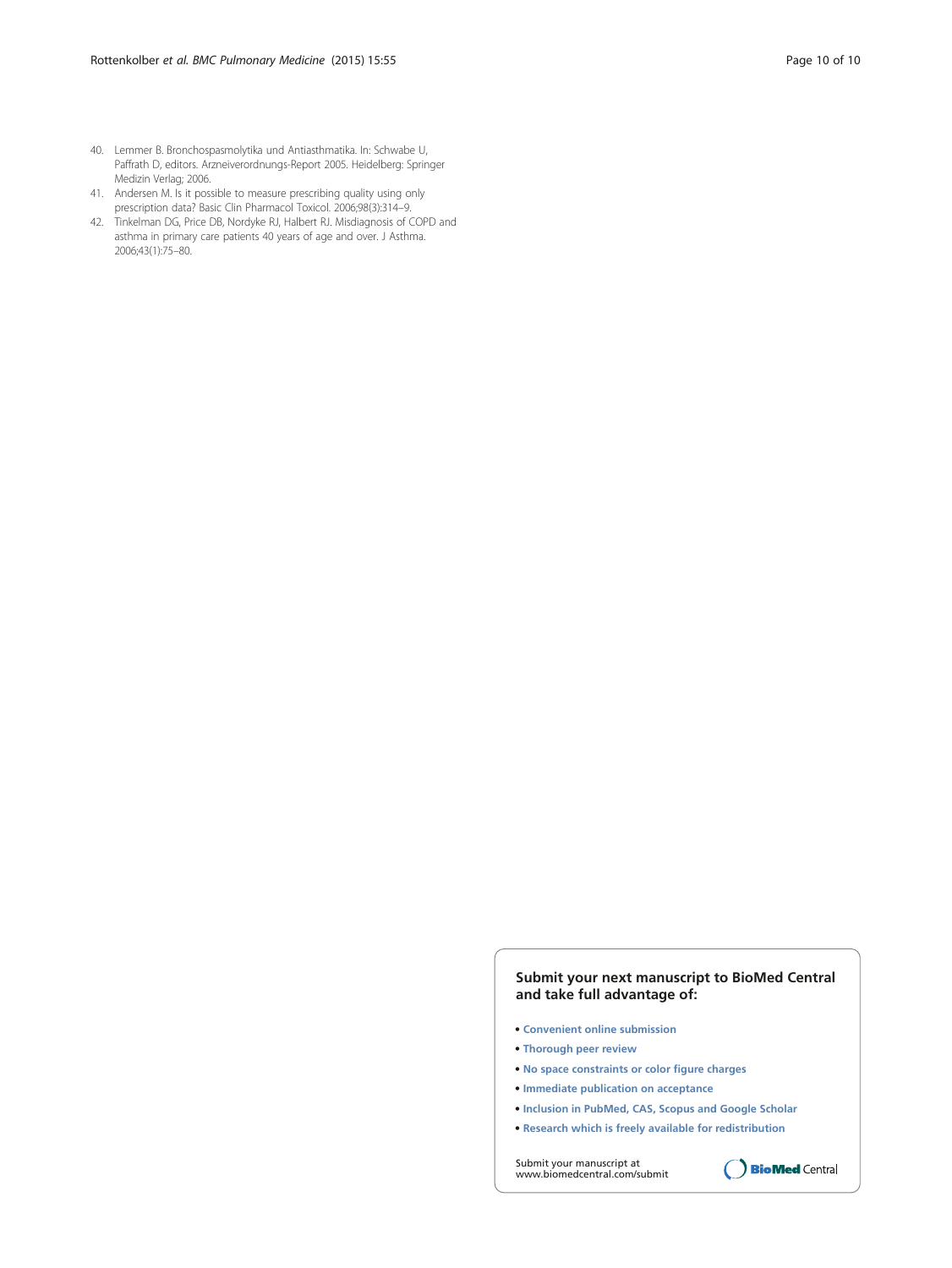40. Lemmer B. Bronchospasmolytika und Antiasthmatika. In: Schwabe U, Paffrath D, editors. Arzneiverordnungs-Report 2005. Heidelberg: Springer Medizin Verlag; 2006.
41. Andersen M. Is it possible to measure prescribing quality using only prescription data? Basic Clin Pharmacol Toxicol. 2006;98(3):314–9.
42. Tinkelman DG, Price DB, Nordyke RJ, Halbert RJ. Misdiagnosis of COPD and asthma in primary care patients 40 years of age and over. J Asthma. 2006;43(1):75–80.

**Submit your next manuscript to BioMed Central and take full advantage of:**

- **Convenient online submission**
- **Thorough peer review**
- **No space constraints or color figure charges**
- **Immediate publication on acceptance**
- **Inclusion in PubMed, CAS, Scopus and Google Scholar**
- **Research which is freely available for redistribution**

Submit your manuscript at
www.biomedcentral.com/submit

BioMed Central